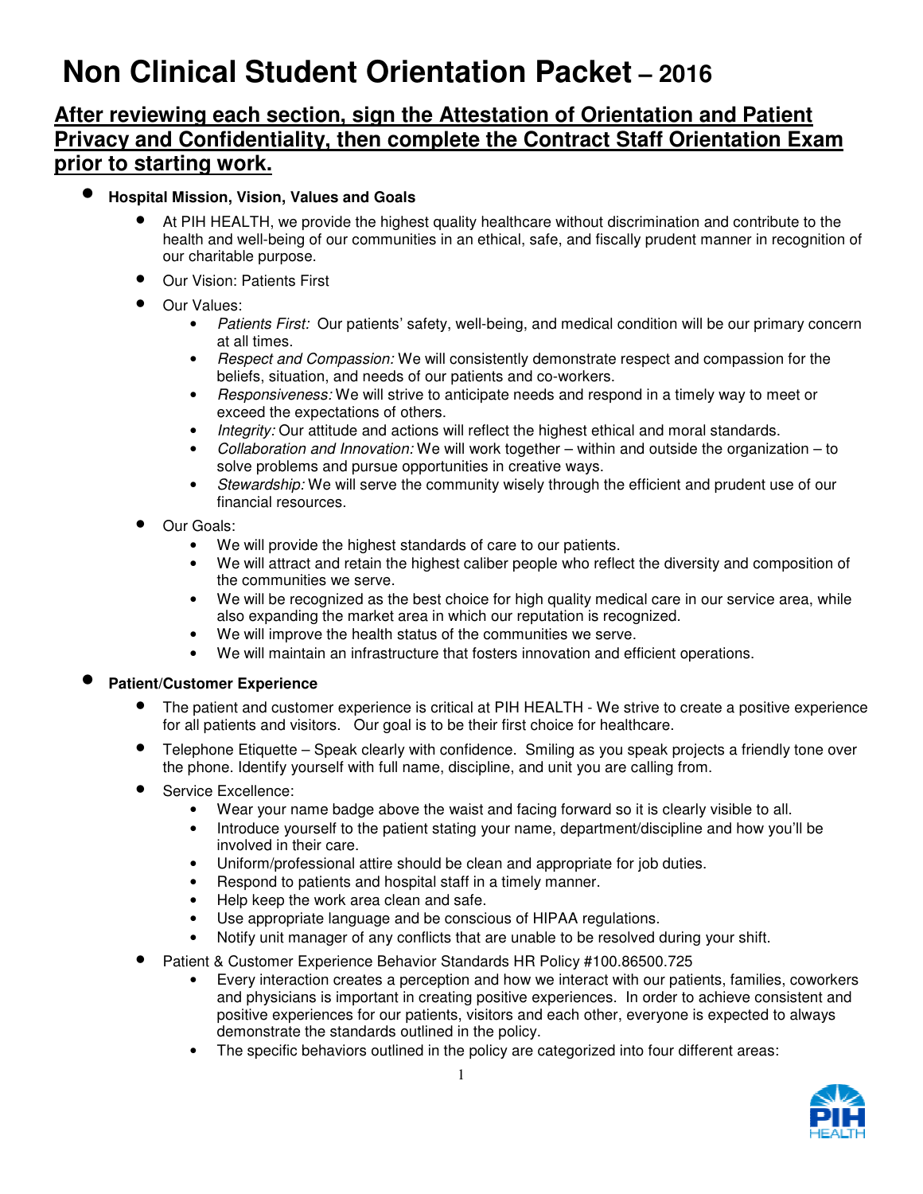# Non Clinical Student Orientation Packet – 2016

**After reviewing each section, sign the Attestation of Orientation and Patient Privacy and Confidentiality, then complete the Contract Staff Orientation Exam prior to starting work.**

- **Hospital Mission, Vision, Values and Goals**
  - At PIH HEALTH, we provide the highest quality healthcare without discrimination and contribute to the health and well-being of our communities in an ethical, safe, and fiscally prudent manner in recognition of our charitable purpose.
  - Our Vision: Patients First
  - Our Values:
    - *Patients First:* Our patients' safety, well-being, and medical condition will be our primary concern at all times.
    - *Respect and Compassion:* We will consistently demonstrate respect and compassion for the beliefs, situation, and needs of our patients and co-workers.
    - *Responsiveness:* We will strive to anticipate needs and respond in a timely way to meet or exceed the expectations of others.
    - *Integrity:* Our attitude and actions will reflect the highest ethical and moral standards.
    - *Collaboration and Innovation:* We will work together – within and outside the organization – to solve problems and pursue opportunities in creative ways.
    - *Stewardship:* We will serve the community wisely through the efficient and prudent use of our financial resources.
  - Our Goals:
    - We will provide the highest standards of care to our patients.
    - We will attract and retain the highest caliber people who reflect the diversity and composition of the communities we serve.
    - We will be recognized as the best choice for high quality medical care in our service area, while also expanding the market area in which our reputation is recognized.
    - We will improve the health status of the communities we serve.
    - We will maintain an infrastructure that fosters innovation and efficient operations.

- **Patient/Customer Experience**
  - The patient and customer experience is critical at PIH HEALTH - We strive to create a positive experience for all patients and visitors. Our goal is to be their first choice for healthcare.
  - Telephone Etiquette – Speak clearly with confidence. Smiling as you speak projects a friendly tone over the phone. Identify yourself with full name, discipline, and unit you are calling from.
  - Service Excellence:
    - Wear your name badge above the waist and facing forward so it is clearly visible to all.
    - Introduce yourself to the patient stating your name, department/discipline and how you'll be involved in their care.
    - Uniform/professional attire should be clean and appropriate for job duties.
    - Respond to patients and hospital staff in a timely manner.
    - Help keep the work area clean and safe.
    - Use appropriate language and be conscious of HIPAA regulations.
    - Notify unit manager of any conflicts that are unable to be resolved during your shift.
  - Patient & Customer Experience Behavior Standards HR Policy #100.86500.725
    - Every interaction creates a perception and how we interact with our patients, families, coworkers and physicians is important in creating positive experiences. In order to achieve consistent and positive experiences for our patients, visitors and each other, everyone is expected to always demonstrate the standards outlined in the policy.
    - The specific behaviors outlined in the policy are categorized into four different areas: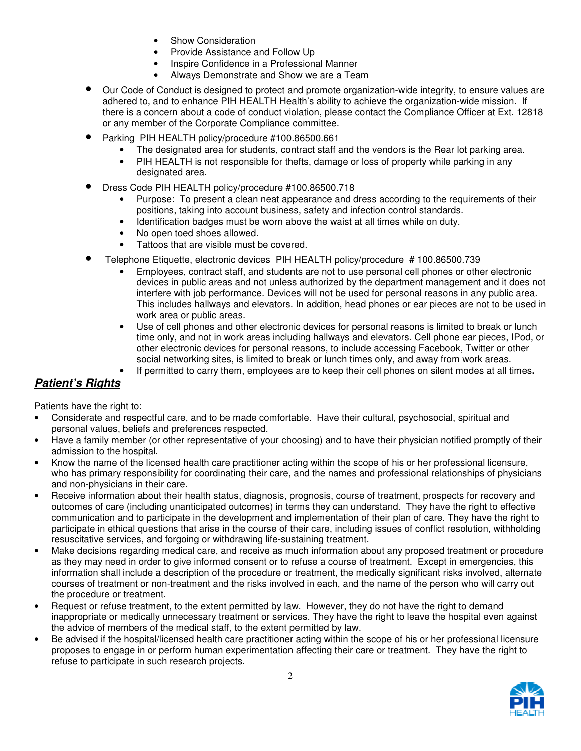- Show Consideration
- Provide Assistance and Follow Up
- Inspire Confidence in a Professional Manner
- Always Demonstrate and Show we are a Team

- Our Code of Conduct is designed to protect and promote organization-wide integrity, to ensure values are adhered to, and to enhance PIH HEALTH Health's ability to achieve the organization-wide mission. If there is a concern about a code of conduct violation, please contact the Compliance Officer at Ext. 12818 or any member of the Corporate Compliance committee.
- Parking PIH HEALTH policy/procedure #100.86500.661
  - The designated area for students, contract staff and the vendors is the Rear lot parking area.
  - PIH HEALTH is not responsible for thefts, damage or loss of property while parking in any designated area.
- Dress Code PIH HEALTH policy/procedure #100.86500.718
  - Purpose: To present a clean neat appearance and dress according to the requirements of their positions, taking into account business, safety and infection control standards.
  - Identification badges must be worn above the waist at all times while on duty.
  - No open toed shoes allowed.
  - Tattoos that are visible must be covered.
- Telephone Etiquette, electronic devices PIH HEALTH policy/procedure # 100.86500.739
  - Employees, contract staff, and students are not to use personal cell phones or other electronic devices in public areas and not unless authorized by the department management and it does not interfere with job performance. Devices will not be used for personal reasons in any public area. This includes hallways and elevators. In addition, head phones or ear pieces are not to be used in work area or public areas.
  - Use of cell phones and other electronic devices for personal reasons is limited to break or lunch time only, and not in work areas including hallways and elevators. Cell phone ear pieces, IPod, or other electronic devices for personal reasons, to include accessing Facebook, Twitter or other social networking sites, is limited to break or lunch times only, and away from work areas.
  - If permitted to carry them, employees are to keep their cell phones on silent modes at all times.

## ***Patient's Rights***

Patients have the right to:

- Considerate and respectful care, and to be made comfortable. Have their cultural, psychosocial, spiritual and personal values, beliefs and preferences respected.
- Have a family member (or other representative of your choosing) and to have their physician notified promptly of their admission to the hospital.
- Know the name of the licensed health care practitioner acting within the scope of his or her professional licensure, who has primary responsibility for coordinating their care, and the names and professional relationships of physicians and non-physicians in their care.
- Receive information about their health status, diagnosis, prognosis, course of treatment, prospects for recovery and outcomes of care (including unanticipated outcomes) in terms they can understand. They have the right to effective communication and to participate in the development and implementation of their plan of care. They have the right to participate in ethical questions that arise in the course of their care, including issues of conflict resolution, withholding resuscitative services, and forgoing or withdrawing life-sustaining treatment.
- Make decisions regarding medical care, and receive as much information about any proposed treatment or procedure as they may need in order to give informed consent or to refuse a course of treatment. Except in emergencies, this information shall include a description of the procedure or treatment, the medically significant risks involved, alternate courses of treatment or non-treatment and the risks involved in each, and the name of the person who will carry out the procedure or treatment.
- Request or refuse treatment, to the extent permitted by law. However, they do not have the right to demand inappropriate or medically unnecessary treatment or services. They have the right to leave the hospital even against the advice of members of the medical staff, to the extent permitted by law.
- Be advised if the hospital/licensed health care practitioner acting within the scope of his or her professional licensure proposes to engage in or perform human experimentation affecting their care or treatment. They have the right to refuse to participate in such research projects.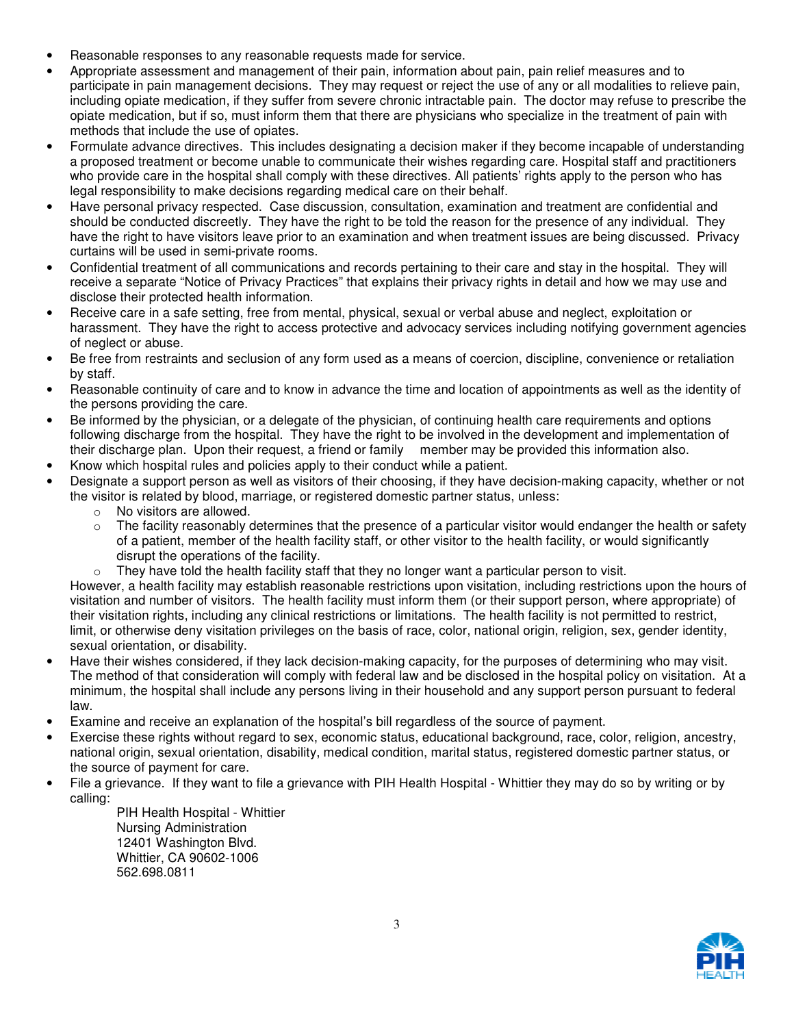- Reasonable responses to any reasonable requests made for service.
- Appropriate assessment and management of their pain, information about pain, pain relief measures and to participate in pain management decisions. They may request or reject the use of any or all modalities to relieve pain, including opiate medication, if they suffer from severe chronic intractable pain. The doctor may refuse to prescribe the opiate medication, but if so, must inform them that there are physicians who specialize in the treatment of pain with methods that include the use of opiates.
- Formulate advance directives. This includes designating a decision maker if they become incapable of understanding a proposed treatment or become unable to communicate their wishes regarding care. Hospital staff and practitioners who provide care in the hospital shall comply with these directives. All patients' rights apply to the person who has legal responsibility to make decisions regarding medical care on their behalf.
- Have personal privacy respected. Case discussion, consultation, examination and treatment are confidential and should be conducted discreetly. They have the right to be told the reason for the presence of any individual. They have the right to have visitors leave prior to an examination and when treatment issues are being discussed. Privacy curtains will be used in semi-private rooms.
- Confidential treatment of all communications and records pertaining to their care and stay in the hospital. They will receive a separate "Notice of Privacy Practices" that explains their privacy rights in detail and how we may use and disclose their protected health information.
- Receive care in a safe setting, free from mental, physical, sexual or verbal abuse and neglect, exploitation or harassment. They have the right to access protective and advocacy services including notifying government agencies of neglect or abuse.
- Be free from restraints and seclusion of any form used as a means of coercion, discipline, convenience or retaliation by staff.
- Reasonable continuity of care and to know in advance the time and location of appointments as well as the identity of the persons providing the care.
- Be informed by the physician, or a delegate of the physician, of continuing health care requirements and options following discharge from the hospital. They have the right to be involved in the development and implementation of their discharge plan. Upon their request, a friend or family member may be provided this information also.
- Know which hospital rules and policies apply to their conduct while a patient.
- Designate a support person as well as visitors of their choosing, if they have decision-making capacity, whether or not the visitor is related by blood, marriage, or registered domestic partner status, unless:
  - No visitors are allowed.
  - The facility reasonably determines that the presence of a particular visitor would endanger the health or safety of a patient, member of the health facility staff, or other visitor to the health facility, or would significantly disrupt the operations of the facility.
  - They have told the health facility staff that they no longer want a particular person to visit.

  However, a health facility may establish reasonable restrictions upon visitation, including restrictions upon the hours of visitation and number of visitors. The health facility must inform them (or their support person, where appropriate) of their visitation rights, including any clinical restrictions or limitations. The health facility is not permitted to restrict, limit, or otherwise deny visitation privileges on the basis of race, color, national origin, religion, sex, gender identity, sexual orientation, or disability.
- Have their wishes considered, if they lack decision-making capacity, for the purposes of determining who may visit. The method of that consideration will comply with federal law and be disclosed in the hospital policy on visitation. At a minimum, the hospital shall include any persons living in their household and any support person pursuant to federal law.
- Examine and receive an explanation of the hospital's bill regardless of the source of payment.
- Exercise these rights without regard to sex, economic status, educational background, race, color, religion, ancestry, national origin, sexual orientation, disability, medical condition, marital status, registered domestic partner status, or the source of payment for care.
- File a grievance. If they want to file a grievance with PIH Health Hospital - Whittier they may do so by writing or by calling:

  PIH Health Hospital - Whittier  
  Nursing Administration  
  12401 Washington Blvd.  
  Whittier, CA 90602-1006  
  562.698.0811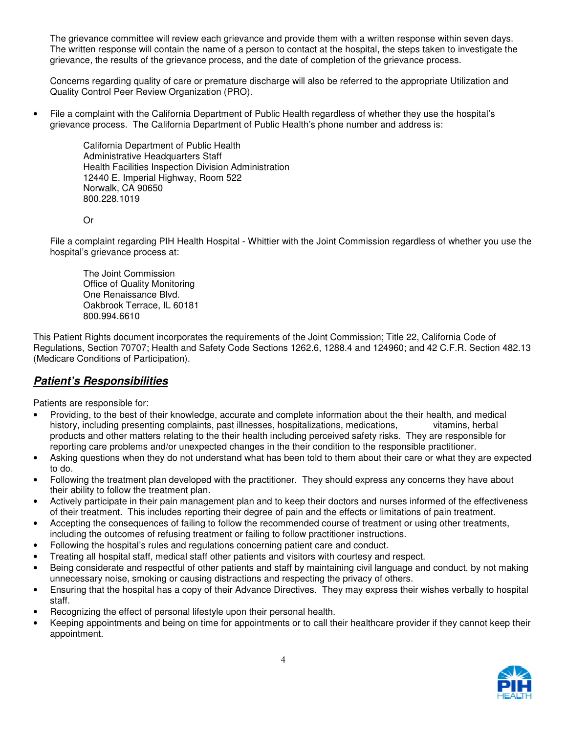The grievance committee will review each grievance and provide them with a written response within seven days. The written response will contain the name of a person to contact at the hospital, the steps taken to investigate the grievance, the results of the grievance process, and the date of completion of the grievance process.

Concerns regarding quality of care or premature discharge will also be referred to the appropriate Utilization and Quality Control Peer Review Organization (PRO).

- File a complaint with the California Department of Public Health regardless of whether they use the hospital's grievance process. The California Department of Public Health's phone number and address is:

  California Department of Public Health
  Administrative Headquarters Staff
  Health Facilities Inspection Division Administration
  12440 E. Imperial Highway, Room 522
  Norwalk, CA 90650
  800.228.1019

  Or

  File a complaint regarding PIH Health Hospital - Whittier with the Joint Commission regardless of whether you use the hospital's grievance process at:

  The Joint Commission
  Office of Quality Monitoring
  One Renaissance Blvd.
  Oakbrook Terrace, IL 60181
  800.994.6610

This Patient Rights document incorporates the requirements of the Joint Commission; Title 22, California Code of Regulations, Section 70707; Health and Safety Code Sections 1262.6, 1288.4 and 124960; and 42 C.F.R. Section 482.13 (Medicare Conditions of Participation).

## ***Patient's Responsibilities***

Patients are responsible for:

- Providing, to the best of their knowledge, accurate and complete information about the their health, and medical history, including presenting complaints, past illnesses, hospitalizations, medications, vitamins, herbal products and other matters relating to the their health including perceived safety risks. They are responsible for reporting care problems and/or unexpected changes in the their condition to the responsible practitioner.
- Asking questions when they do not understand what has been told to them about their care or what they are expected to do.
- Following the treatment plan developed with the practitioner. They should express any concerns they have about their ability to follow the treatment plan.
- Actively participate in their pain management plan and to keep their doctors and nurses informed of the effectiveness of their treatment. This includes reporting their degree of pain and the effects or limitations of pain treatment.
- Accepting the consequences of failing to follow the recommended course of treatment or using other treatments, including the outcomes of refusing treatment or failing to follow practitioner instructions.
- Following the hospital's rules and regulations concerning patient care and conduct.
- Treating all hospital staff, medical staff other patients and visitors with courtesy and respect.
- Being considerate and respectful of other patients and staff by maintaining civil language and conduct, by not making unnecessary noise, smoking or causing distractions and respecting the privacy of others.
- Ensuring that the hospital has a copy of their Advance Directives. They may express their wishes verbally to hospital staff.
- Recognizing the effect of personal lifestyle upon their personal health.
- Keeping appointments and being on time for appointments or to call their healthcare provider if they cannot keep their appointment.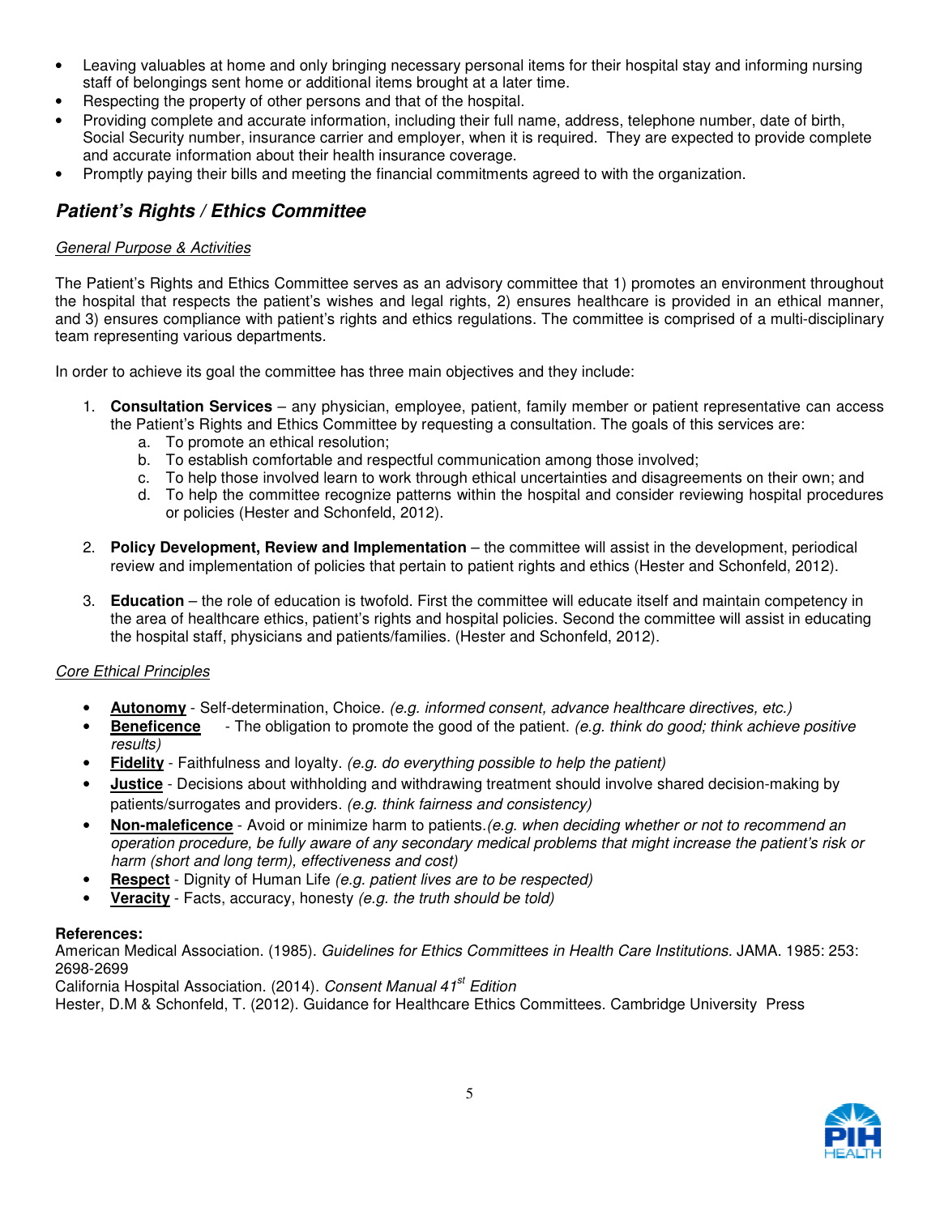- Leaving valuables at home and only bringing necessary personal items for their hospital stay and informing nursing staff of belongings sent home or additional items brought at a later time.
- Respecting the property of other persons and that of the hospital.
- Providing complete and accurate information, including their full name, address, telephone number, date of birth, Social Security number, insurance carrier and employer, when it is required. They are expected to provide complete and accurate information about their health insurance coverage.
- Promptly paying their bills and meeting the financial commitments agreed to with the organization.

## *Patient's Rights / Ethics Committee*

<u>General Purpose & Activities</u>

The Patient's Rights and Ethics Committee serves as an advisory committee that 1) promotes an environment throughout the hospital that respects the patient's wishes and legal rights, 2) ensures healthcare is provided in an ethical manner, and 3) ensures compliance with patient's rights and ethics regulations. The committee is comprised of a multi-disciplinary team representing various departments.

In order to achieve its goal the committee has three main objectives and they include:

1. **Consultation Services** – any physician, employee, patient, family member or patient representative can access the Patient's Rights and Ethics Committee by requesting a consultation. The goals of this services are:
   a. To promote an ethical resolution;
   b. To establish comfortable and respectful communication among those involved;
   c. To help those involved learn to work through ethical uncertainties and disagreements on their own; and
   d. To help the committee recognize patterns within the hospital and consider reviewing hospital procedures or policies (Hester and Schonfeld, 2012).

2. **Policy Development, Review and Implementation** – the committee will assist in the development, periodical review and implementation of policies that pertain to patient rights and ethics (Hester and Schonfeld, 2012).

3. **Education** – the role of education is twofold. First the committee will educate itself and maintain competency in the area of healthcare ethics, patient's rights and hospital policies. Second the committee will assist in educating the hospital staff, physicians and patients/families. (Hester and Schonfeld, 2012).

<u>Core Ethical Principles</u>

- **<u>Autonomy</u>** - Self-determination, Choice. *(e.g. informed consent, advance healthcare directives, etc.)*
- **<u>Beneficence</u>** - The obligation to promote the good of the patient. *(e.g. think do good; think achieve positive results)*
- **<u>Fidelity</u>** - Faithfulness and loyalty. *(e.g. do everything possible to help the patient)*
- **<u>Justice</u>** - Decisions about withholding and withdrawing treatment should involve shared decision-making by patients/surrogates and providers. *(e.g. think fairness and consistency)*
- **<u>Non-maleficence</u>** - Avoid or minimize harm to patients. *(e.g. when deciding whether or not to recommend an operation procedure, be fully aware of any secondary medical problems that might increase the patient's risk or harm (short and long term), effectiveness and cost)*
- **<u>Respect</u>** - Dignity of Human Life *(e.g. patient lives are to be respected)*
- **<u>Veracity</u>** - Facts, accuracy, honesty *(e.g. the truth should be told)*

**References:**

American Medical Association. (1985). *Guidelines for Ethics Committees in Health Care Institutions.* JAMA. 1985: 253: 2698-2699

California Hospital Association. (2014). *Consent Manual 41st Edition*

Hester, D.M & Schonfeld, T. (2012). Guidance for Healthcare Ethics Committees. Cambridge University Press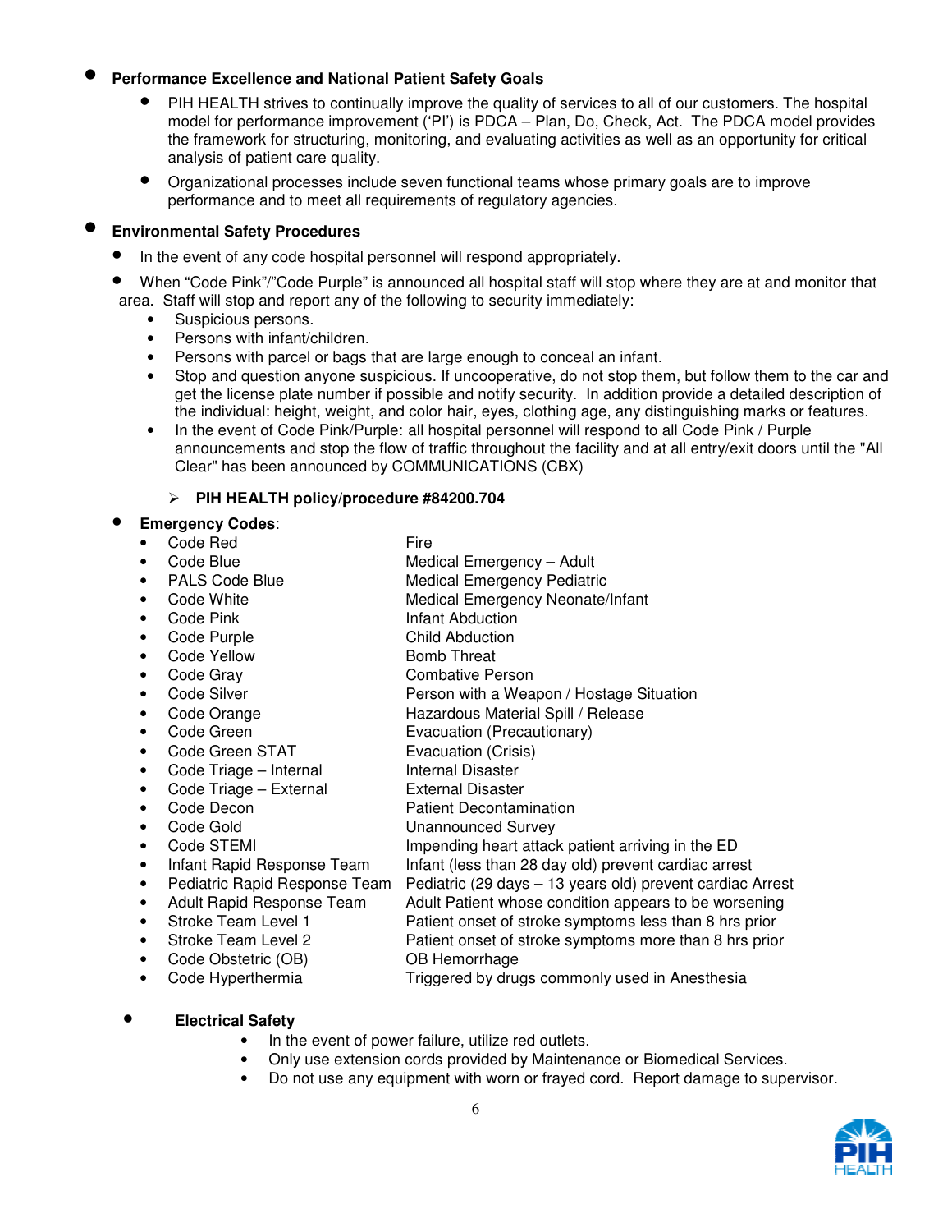- **Performance Excellence and National Patient Safety Goals**
  - PIH HEALTH strives to continually improve the quality of services to all of our customers. The hospital model for performance improvement ('PI') is PDCA – Plan, Do, Check, Act. The PDCA model provides the framework for structuring, monitoring, and evaluating activities as well as an opportunity for critical analysis of patient care quality.
  - Organizational processes include seven functional teams whose primary goals are to improve performance and to meet all requirements of regulatory agencies.

- **Environmental Safety Procedures**
  - In the event of any code hospital personnel will respond appropriately.
  - When "Code Pink"/"Code Purple" is announced all hospital staff will stop where they are at and monitor that area. Staff will stop and report any of the following to security immediately:
    - Suspicious persons.
    - Persons with infant/children.
    - Persons with parcel or bags that are large enough to conceal an infant.
    - Stop and question anyone suspicious. If uncooperative, do not stop them, but follow them to the car and get the license plate number if possible and notify security. In addition provide a detailed description of the individual: height, weight, and color hair, eyes, clothing age, any distinguishing marks or features.
    - In the event of Code Pink/Purple: all hospital personnel will respond to all Code Pink / Purple announcements and stop the flow of traffic throughout the facility and at all entry/exit doors until the "All Clear" has been announced by COMMUNICATIONS (CBX)

      - **PIH HEALTH policy/procedure #84200.704**

  - **Emergency Codes**:

| Code | Meaning |
|---|---|
| Code Red | Fire |
| Code Blue | Medical Emergency – Adult |
| PALS Code Blue | Medical Emergency Pediatric |
| Code White | Medical Emergency Neonate/Infant |
| Code Pink | Infant Abduction |
| Code Purple | Child Abduction |
| Code Yellow | Bomb Threat |
| Code Gray | Combative Person |
| Code Silver | Person with a Weapon / Hostage Situation |
| Code Orange | Hazardous Material Spill / Release |
| Code Green | Evacuation (Precautionary) |
| Code Green STAT | Evacuation (Crisis) |
| Code Triage – Internal | Internal Disaster |
| Code Triage – External | External Disaster |
| Code Decon | Patient Decontamination |
| Code Gold | Unannounced Survey |
| Code STEMI | Impending heart attack patient arriving in the ED |
| Infant Rapid Response Team | Infant (less than 28 day old) prevent cardiac arrest |
| Pediatric Rapid Response Team | Pediatric (29 days – 13 years old) prevent cardiac Arrest |
| Adult Rapid Response Team | Adult Patient whose condition appears to be worsening |
| Stroke Team Level 1 | Patient onset of stroke symptoms less than 8 hrs prior |
| Stroke Team Level 2 | Patient onset of stroke symptoms more than 8 hrs prior |
| Code Obstetric (OB) | OB Hemorrhage |
| Code Hyperthermia | Triggered by drugs commonly used in Anesthesia |

- **Electrical Safety**
  - In the event of power failure, utilize red outlets.
  - Only use extension cords provided by Maintenance or Biomedical Services.
  - Do not use any equipment with worn or frayed cord. Report damage to supervisor.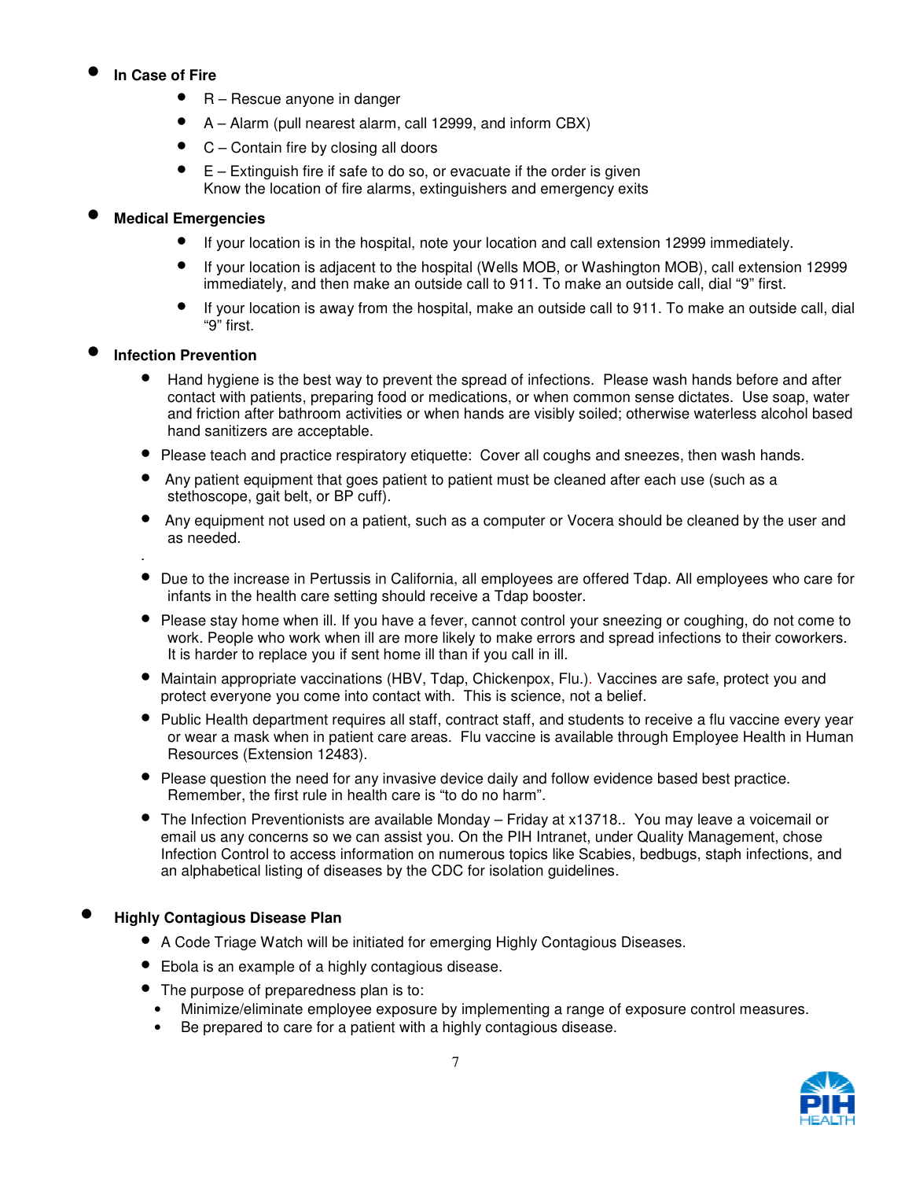- **In Case of Fire**
  - R – Rescue anyone in danger
  - A – Alarm (pull nearest alarm, call 12999, and inform CBX)
  - C – Contain fire by closing all doors
  - E – Extinguish fire if safe to do so, or evacuate if the order is given
    Know the location of fire alarms, extinguishers and emergency exits

- **Medical Emergencies**
  - If your location is in the hospital, note your location and call extension 12999 immediately.
  - If your location is adjacent to the hospital (Wells MOB, or Washington MOB), call extension 12999 immediately, and then make an outside call to 911. To make an outside call, dial "9" first.
  - If your location is away from the hospital, make an outside call to 911. To make an outside call, dial "9" first.

- **Infection Prevention**
  - Hand hygiene is the best way to prevent the spread of infections. Please wash hands before and after contact with patients, preparing food or medications, or when common sense dictates. Use soap, water and friction after bathroom activities or when hands are visibly soiled; otherwise waterless alcohol based hand sanitizers are acceptable.
  - Please teach and practice respiratory etiquette: Cover all coughs and sneezes, then wash hands.
  - Any patient equipment that goes patient to patient must be cleaned after each use (such as a stethoscope, gait belt, or BP cuff).
  - Any equipment not used on a patient, such as a computer or Vocera should be cleaned by the user and as needed.

  .
  - Due to the increase in Pertussis in California, all employees are offered Tdap. All employees who care for infants in the health care setting should receive a Tdap booster.
  - Please stay home when ill. If you have a fever, cannot control your sneezing or coughing, do not come to work. People who work when ill are more likely to make errors and spread infections to their coworkers. It is harder to replace you if sent home ill than if you call in ill.
  - Maintain appropriate vaccinations (HBV, Tdap, Chickenpox, Flu.). Vaccines are safe, protect you and protect everyone you come into contact with. This is science, not a belief.
  - Public Health department requires all staff, contract staff, and students to receive a flu vaccine every year or wear a mask when in patient care areas. Flu vaccine is available through Employee Health in Human Resources (Extension 12483).
  - Please question the need for any invasive device daily and follow evidence based best practice. Remember, the first rule in health care is "to do no harm".
  - The Infection Preventionists are available Monday – Friday at x13718.. You may leave a voicemail or email us any concerns so we can assist you. On the PIH Intranet, under Quality Management, chose Infection Control to access information on numerous topics like Scabies, bedbugs, staph infections, and an alphabetical listing of diseases by the CDC for isolation guidelines.

- **Highly Contagious Disease Plan**
  - A Code Triage Watch will be initiated for emerging Highly Contagious Diseases.
  - Ebola is an example of a highly contagious disease.
  - The purpose of preparedness plan is to:
    - Minimize/eliminate employee exposure by implementing a range of exposure control measures.
    - Be prepared to care for a patient with a highly contagious disease.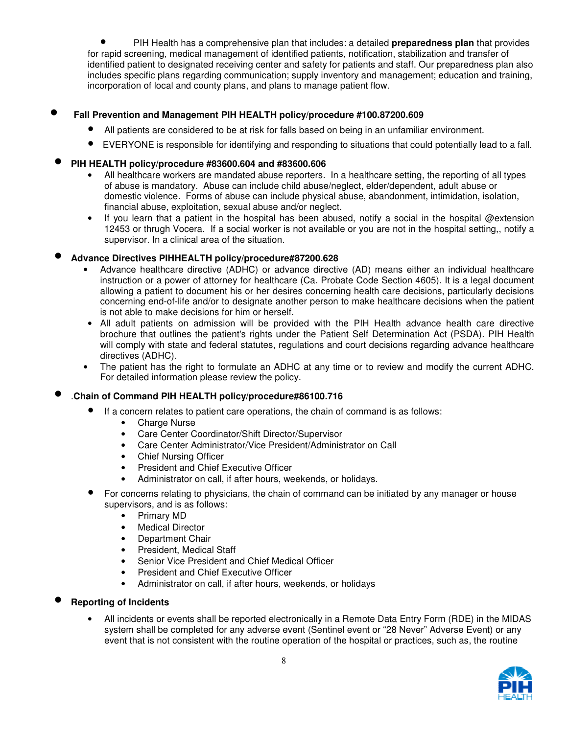- PIH Health has a comprehensive plan that includes: a detailed **preparedness plan** that provides for rapid screening, medical management of identified patients, notification, stabilization and transfer of identified patient to designated receiving center and safety for patients and staff. Our preparedness plan also includes specific plans regarding communication; supply inventory and management; education and training, incorporation of local and county plans, and plans to manage patient flow.

- **Fall Prevention and Management PIH HEALTH policy/procedure #100.87200.609**
  - All patients are considered to be at risk for falls based on being in an unfamiliar environment.
  - EVERYONE is responsible for identifying and responding to situations that could potentially lead to a fall.

- **PIH HEALTH policy/procedure #83600.604 and #83600.606**
  - All healthcare workers are mandated abuse reporters. In a healthcare setting, the reporting of all types of abuse is mandatory. Abuse can include child abuse/neglect, elder/dependent, adult abuse or domestic violence. Forms of abuse can include physical abuse, abandonment, intimidation, isolation, financial abuse, exploitation, sexual abuse and/or neglect.
  - If you learn that a patient in the hospital has been abused, notify a social in the hospital @extension 12453 or thrugh Vocera. If a social worker is not available or you are not in the hospital setting,, notify a supervisor. In a clinical area of the situation.

- **Advance Directives PIHHEALTH policy/procedure#87200.628**
  - Advance healthcare directive (ADHC) or advance directive (AD) means either an individual healthcare instruction or a power of attorney for healthcare (Ca. Probate Code Section 4605). It is a legal document allowing a patient to document his or her desires concerning health care decisions, particularly decisions concerning end-of-life and/or to designate another person to make healthcare decisions when the patient is not able to make decisions for him or herself.
  - All adult patients on admission will be provided with the PIH Health advance health care directive brochure that outlines the patient's rights under the Patient Self Determination Act (PSDA). PIH Health will comply with state and federal statutes, regulations and court decisions regarding advance healthcare directives (ADHC).
  - The patient has the right to formulate an ADHC at any time or to review and modify the current ADHC. For detailed information please review the policy.

- **.Chain of Command PIH HEALTH policy/procedure#86100.716**
  - If a concern relates to patient care operations, the chain of command is as follows:
    - Charge Nurse
    - Care Center Coordinator/Shift Director/Supervisor
    - Care Center Administrator/Vice President/Administrator on Call
    - Chief Nursing Officer
    - President and Chief Executive Officer
    - Administrator on call, if after hours, weekends, or holidays.
  - For concerns relating to physicians, the chain of command can be initiated by any manager or house supervisors, and is as follows:
    - Primary MD
    - Medical Director
    - Department Chair
    - President, Medical Staff
    - Senior Vice President and Chief Medical Officer
    - President and Chief Executive Officer
    - Administrator on call, if after hours, weekends, or holidays

- **Reporting of Incidents**
  - All incidents or events shall be reported electronically in a Remote Data Entry Form (RDE) in the MIDAS system shall be completed for any adverse event (Sentinel event or "28 Never" Adverse Event) or any event that is not consistent with the routine operation of the hospital or practices, such as, the routine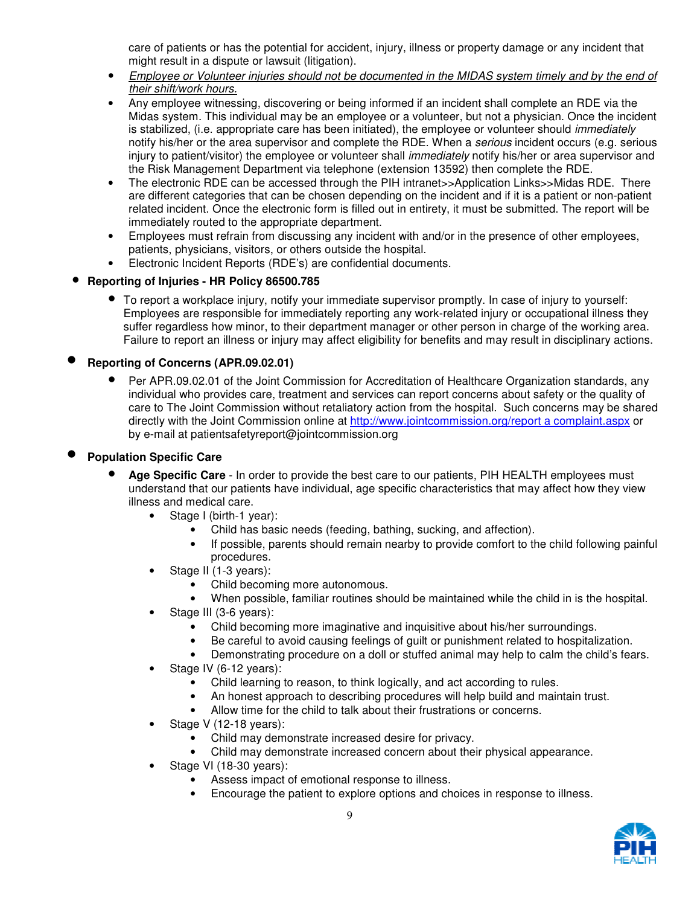care of patients or has the potential for accident, injury, illness or property damage or any incident that might result in a dispute or lawsuit (litigation).

- *Employee or Volunteer injuries should not be documented in the MIDAS system timely and by the end of their shift/work hours.*
- Any employee witnessing, discovering or being informed if an incident shall complete an RDE via the Midas system. This individual may be an employee or a volunteer, but not a physician. Once the incident is stabilized, (i.e. appropriate care has been initiated), the employee or volunteer should *immediately* notify his/her or the area supervisor and complete the RDE. When a *serious* incident occurs (e.g. serious injury to patient/visitor) the employee or volunteer shall *immediately* notify his/her or area supervisor and the Risk Management Department via telephone (extension 13592) then complete the RDE.
- The electronic RDE can be accessed through the PIH intranet>>Application Links>>Midas RDE. There are different categories that can be chosen depending on the incident and if it is a patient or non-patient related incident. Once the electronic form is filled out in entirety, it must be submitted. The report will be immediately routed to the appropriate department.
- Employees must refrain from discussing any incident with and/or in the presence of other employees, patients, physicians, visitors, or others outside the hospital.
- Electronic Incident Reports (RDE's) are confidential documents.

- **Reporting of Injuries - HR Policy 86500.785**
  - To report a workplace injury, notify your immediate supervisor promptly. In case of injury to yourself: Employees are responsible for immediately reporting any work-related injury or occupational illness they suffer regardless how minor, to their department manager or other person in charge of the working area. Failure to report an illness or injury may affect eligibility for benefits and may result in disciplinary actions.

- **Reporting of Concerns (APR.09.02.01)**
  - Per APR.09.02.01 of the Joint Commission for Accreditation of Healthcare Organization standards, any individual who provides care, treatment and services can report concerns about safety or the quality of care to The Joint Commission without retaliatory action from the hospital. Such concerns may be shared directly with the Joint Commission online at http://www.jointcommission.org/report a complaint.aspx or by e-mail at patientsafetyreport@jointcommission.org

- **Population Specific Care**
  - **Age Specific Care** - In order to provide the best care to our patients, PIH HEALTH employees must understand that our patients have individual, age specific characteristics that may affect how they view illness and medical care.
    - Stage I (birth-1 year):
      - Child has basic needs (feeding, bathing, sucking, and affection).
      - If possible, parents should remain nearby to provide comfort to the child following painful procedures.
    - Stage II (1-3 years):
      - Child becoming more autonomous.
      - When possible, familiar routines should be maintained while the child in is the hospital.
    - Stage III (3-6 years):
      - Child becoming more imaginative and inquisitive about his/her surroundings.
      - Be careful to avoid causing feelings of guilt or punishment related to hospitalization.
      - Demonstrating procedure on a doll or stuffed animal may help to calm the child's fears.
    - Stage IV (6-12 years):
      - Child learning to reason, to think logically, and act according to rules.
      - An honest approach to describing procedures will help build and maintain trust.
      - Allow time for the child to talk about their frustrations or concerns.
    - Stage V (12-18 years):
      - Child may demonstrate increased desire for privacy.
      - Child may demonstrate increased concern about their physical appearance.
    - Stage VI (18-30 years):
      - Assess impact of emotional response to illness.
      - Encourage the patient to explore options and choices in response to illness.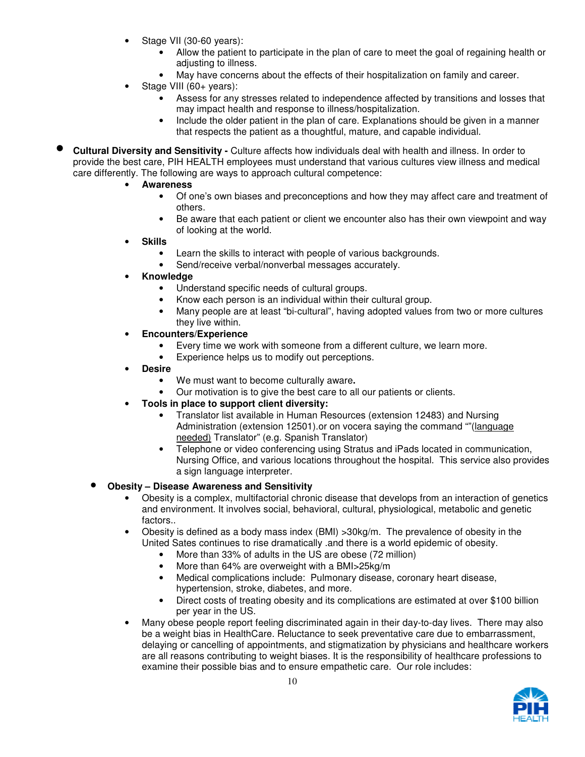- Stage VII (30-60 years):
    - Allow the patient to participate in the plan of care to meet the goal of regaining health or adjusting to illness.
    - May have concerns about the effects of their hospitalization on family and career.
- Stage VIII (60+ years):
    - Assess for any stresses related to independence affected by transitions and losses that may impact health and response to illness/hospitalization.
    - Include the older patient in the plan of care. Explanations should be given in a manner that respects the patient as a thoughtful, mature, and capable individual.

- **Cultural Diversity and Sensitivity -** Culture affects how individuals deal with health and illness. In order to provide the best care, PIH HEALTH employees must understand that various cultures view illness and medical care differently. The following are ways to approach cultural competence:
    - **Awareness**
        - Of one's own biases and preconceptions and how they may affect care and treatment of others.
        - Be aware that each patient or client we encounter also has their own viewpoint and way of looking at the world.
    - **Skills**
        - Learn the skills to interact with people of various backgrounds.
        - Send/receive verbal/nonverbal messages accurately.
    - **Knowledge**
        - Understand specific needs of cultural groups.
        - Know each person is an individual within their cultural group.
        - Many people are at least "bi-cultural", having adopted values from two or more cultures they live within.
    - **Encounters/Experience**
        - Every time we work with someone from a different culture, we learn more.
        - Experience helps us to modify out perceptions.
    - **Desire**
        - We must want to become culturally aware**.**
        - Our motivation is to give the best care to all our patients or clients.
    - **Tools in place to support client diversity:**
        - Translator list available in Human Resources (extension 12483) and Nursing Administration (extension 12501).or on vocera saying the command ""(language needed) Translator" (e.g. Spanish Translator)
        - Telephone or video conferencing using Stratus and iPads located in communication, Nursing Office, and various locations throughout the hospital. This service also provides a sign language interpreter.

- **Obesity – Disease Awareness and Sensitivity**
    - Obesity is a complex, multifactorial chronic disease that develops from an interaction of genetics and environment. It involves social, behavioral, cultural, physiological, metabolic and genetic factors..
    - Obesity is defined as a body mass index (BMI) >30kg/m. The prevalence of obesity in the United Sates continues to rise dramatically .and there is a world epidemic of obesity.
        - More than 33% of adults in the US are obese (72 million)
        - More than 64% are overweight with a BMI>25kg/m
        - Medical complications include: Pulmonary disease, coronary heart disease, hypertension, stroke, diabetes, and more.
        - Direct costs of treating obesity and its complications are estimated at over $100 billion per year in the US.
    - Many obese people report feeling discriminated again in their day-to-day lives. There may also be a weight bias in HealthCare. Reluctance to seek preventative care due to embarrassment, delaying or cancelling of appointments, and stigmatization by physicians and healthcare workers are all reasons contributing to weight biases. It is the responsibility of healthcare professions to examine their possible bias and to ensure empathetic care. Our role includes: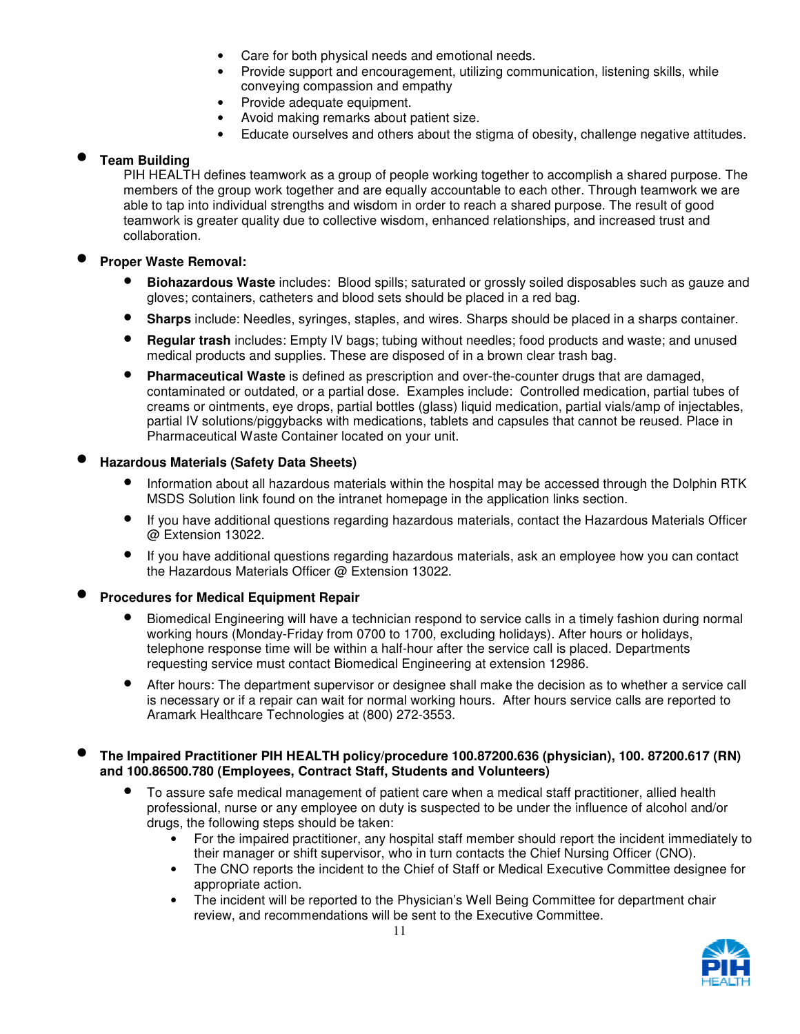- Care for both physical needs and emotional needs.
- Provide support and encouragement, utilizing communication, listening skills, while conveying compassion and empathy
- Provide adequate equipment.
- Avoid making remarks about patient size.
- Educate ourselves and others about the stigma of obesity, challenge negative attitudes.

- **Team Building**
  PIH HEALTH defines teamwork as a group of people working together to accomplish a shared purpose. The members of the group work together and are equally accountable to each other. Through teamwork we are able to tap into individual strengths and wisdom in order to reach a shared purpose. The result of good teamwork is greater quality due to collective wisdom, enhanced relationships, and increased trust and collaboration.

- **Proper Waste Removal:**
  - **Biohazardous Waste** includes: Blood spills; saturated or grossly soiled disposables such as gauze and gloves; containers, catheters and blood sets should be placed in a red bag.
  - **Sharps** include: Needles, syringes, staples, and wires. Sharps should be placed in a sharps container.
  - **Regular trash** includes: Empty IV bags; tubing without needles; food products and waste; and unused medical products and supplies. These are disposed of in a brown clear trash bag.
  - **Pharmaceutical Waste** is defined as prescription and over-the-counter drugs that are damaged, contaminated or outdated, or a partial dose. Examples include: Controlled medication, partial tubes of creams or ointments, eye drops, partial bottles (glass) liquid medication, partial vials/amp of injectables, partial IV solutions/piggybacks with medications, tablets and capsules that cannot be reused. Place in Pharmaceutical Waste Container located on your unit.

- **Hazardous Materials (Safety Data Sheets)**
  - Information about all hazardous materials within the hospital may be accessed through the Dolphin RTK MSDS Solution link found on the intranet homepage in the application links section.
  - If you have additional questions regarding hazardous materials, contact the Hazardous Materials Officer @ Extension 13022.
  - If you have additional questions regarding hazardous materials, ask an employee how you can contact the Hazardous Materials Officer @ Extension 13022.

- **Procedures for Medical Equipment Repair**
  - Biomedical Engineering will have a technician respond to service calls in a timely fashion during normal working hours (Monday-Friday from 0700 to 1700, excluding holidays). After hours or holidays, telephone response time will be within a half-hour after the service call is placed. Departments requesting service must contact Biomedical Engineering at extension 12986.
  - After hours: The department supervisor or designee shall make the decision as to whether a service call is necessary or if a repair can wait for normal working hours. After hours service calls are reported to Aramark Healthcare Technologies at (800) 272-3553.

- **The Impaired Practitioner PIH HEALTH policy/procedure 100.87200.636 (physician), 100. 87200.617 (RN) and 100.86500.780 (Employees, Contract Staff, Students and Volunteers)**
  - To assure safe medical management of patient care when a medical staff practitioner, allied health professional, nurse or any employee on duty is suspected to be under the influence of alcohol and/or drugs, the following steps should be taken:
    - For the impaired practitioner, any hospital staff member should report the incident immediately to their manager or shift supervisor, who in turn contacts the Chief Nursing Officer (CNO).
    - The CNO reports the incident to the Chief of Staff or Medical Executive Committee designee for appropriate action.
    - The incident will be reported to the Physician's Well Being Committee for department chair review, and recommendations will be sent to the Executive Committee.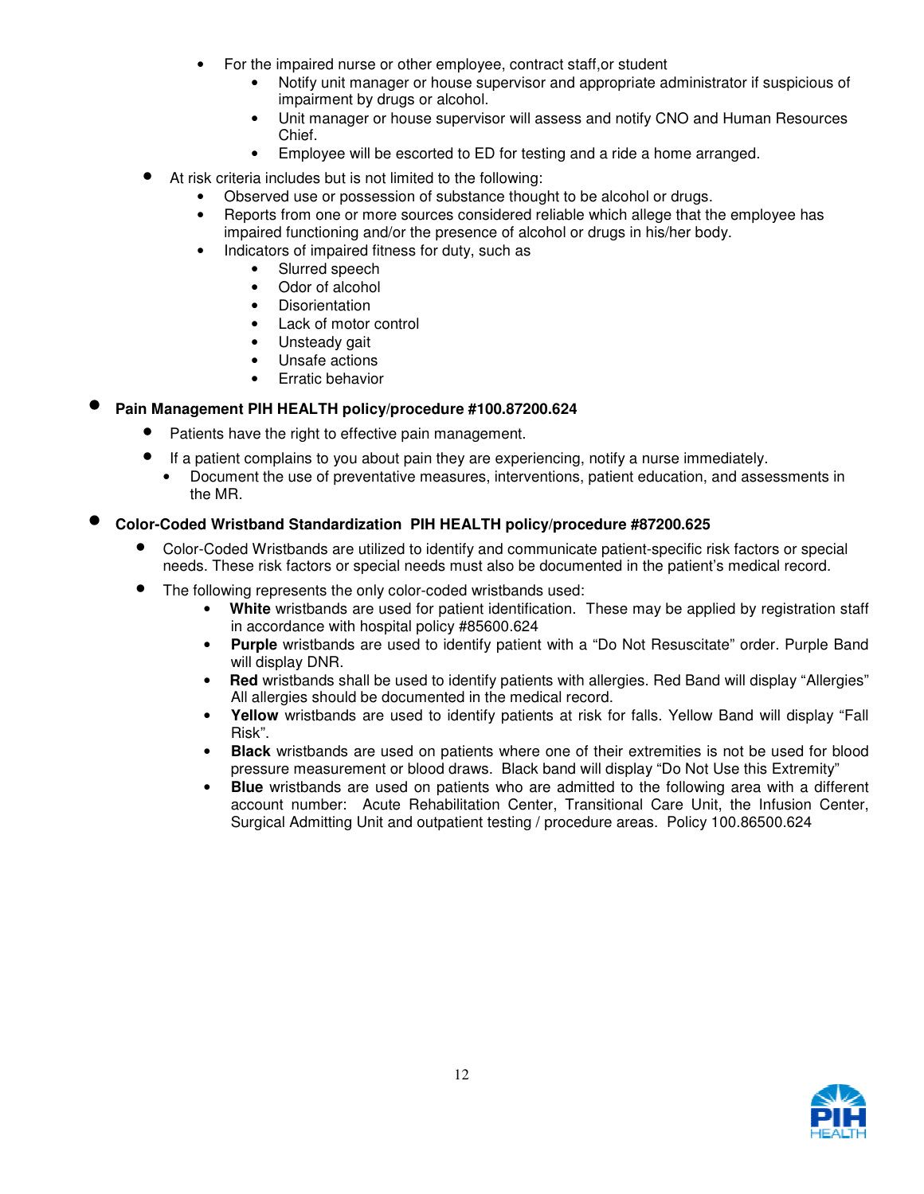- For the impaired nurse or other employee, contract staff,or student
  - Notify unit manager or house supervisor and appropriate administrator if suspicious of impairment by drugs or alcohol.
  - Unit manager or house supervisor will assess and notify CNO and Human Resources Chief.
  - Employee will be escorted to ED for testing and a ride a home arranged.
- At risk criteria includes but is not limited to the following:
  - Observed use or possession of substance thought to be alcohol or drugs.
  - Reports from one or more sources considered reliable which allege that the employee has impaired functioning and/or the presence of alcohol or drugs in his/her body.
  - Indicators of impaired fitness for duty, such as
    - Slurred speech
    - Odor of alcohol
    - Disorientation
    - Lack of motor control
    - Unsteady gait
    - Unsafe actions
    - Erratic behavior

- **Pain Management PIH HEALTH policy/procedure #100.87200.624**
  - Patients have the right to effective pain management.
  - If a patient complains to you about pain they are experiencing, notify a nurse immediately.
    - Document the use of preventative measures, interventions, patient education, and assessments in the MR.

- **Color-Coded Wristband Standardization PIH HEALTH policy/procedure #87200.625**
  - Color-Coded Wristbands are utilized to identify and communicate patient-specific risk factors or special needs. These risk factors or special needs must also be documented in the patient's medical record.
  - The following represents the only color-coded wristbands used:
    - **White** wristbands are used for patient identification. These may be applied by registration staff in accordance with hospital policy #85600.624
    - **Purple** wristbands are used to identify patient with a "Do Not Resuscitate" order. Purple Band will display DNR.
    - **Red** wristbands shall be used to identify patients with allergies. Red Band will display "Allergies" All allergies should be documented in the medical record.
    - **Yellow** wristbands are used to identify patients at risk for falls. Yellow Band will display "Fall Risk".
    - **Black** wristbands are used on patients where one of their extremities is not be used for blood pressure measurement or blood draws. Black band will display "Do Not Use this Extremity"
    - **Blue** wristbands are used on patients who are admitted to the following area with a different account number: Acute Rehabilitation Center, Transitional Care Unit, the Infusion Center, Surgical Admitting Unit and outpatient testing / procedure areas. Policy 100.86500.624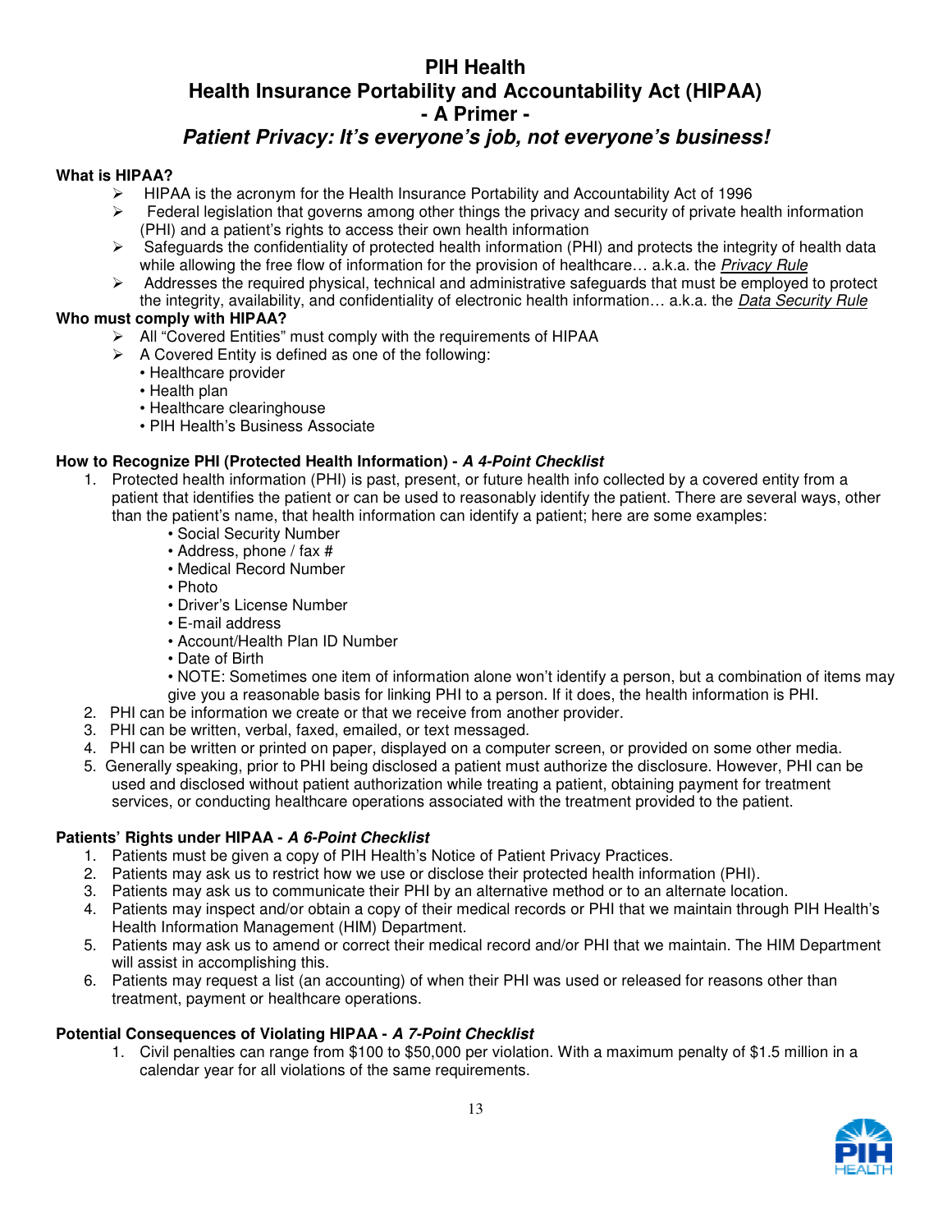# PIH Health
# Health Insurance Portability and Accountability Act (HIPAA)
# - A Primer -
## *Patient Privacy: It's everyone's job, not everyone's business!*

**What is HIPAA?**

- HIPAA is the acronym for the Health Insurance Portability and Accountability Act of 1996
- Federal legislation that governs among other things the privacy and security of private health information (PHI) and a patient's rights to access their own health information
- Safeguards the confidentiality of protected health information (PHI) and protects the integrity of health data while allowing the free flow of information for the provision of healthcare… a.k.a. the *Privacy Rule*
- Addresses the required physical, technical and administrative safeguards that must be employed to protect the integrity, availability, and confidentiality of electronic health information… a.k.a. the *Data Security Rule*

**Who must comply with HIPAA?**

- All "Covered Entities" must comply with the requirements of HIPAA
- A Covered Entity is defined as one of the following:
  - Healthcare provider
  - Health plan
  - Healthcare clearinghouse
  - PIH Health's Business Associate

**How to Recognize PHI (Protected Health Information) -** ***A 4-Point Checklist***

1. Protected health information (PHI) is past, present, or future health info collected by a covered entity from a patient that identifies the patient or can be used to reasonably identify the patient. There are several ways, other than the patient's name, that health information can identify a patient; here are some examples:
   - Social Security Number
   - Address, phone / fax #
   - Medical Record Number
   - Photo
   - Driver's License Number
   - E-mail address
   - Account/Health Plan ID Number
   - Date of Birth
   - NOTE: Sometimes one item of information alone won't identify a person, but a combination of items may give you a reasonable basis for linking PHI to a person. If it does, the health information is PHI.
2. PHI can be information we create or that we receive from another provider.
3. PHI can be written, verbal, faxed, emailed, or text messaged.
4. PHI can be written or printed on paper, displayed on a computer screen, or provided on some other media.
5. Generally speaking, prior to PHI being disclosed a patient must authorize the disclosure. However, PHI can be used and disclosed without patient authorization while treating a patient, obtaining payment for treatment services, or conducting healthcare operations associated with the treatment provided to the patient.

**Patients' Rights under HIPAA -** ***A 6-Point Checklist***

1. Patients must be given a copy of PIH Health's Notice of Patient Privacy Practices.
2. Patients may ask us to restrict how we use or disclose their protected health information (PHI).
3. Patients may ask us to communicate their PHI by an alternative method or to an alternate location.
4. Patients may inspect and/or obtain a copy of their medical records or PHI that we maintain through PIH Health's Health Information Management (HIM) Department.
5. Patients may ask us to amend or correct their medical record and/or PHI that we maintain. The HIM Department will assist in accomplishing this.
6. Patients may request a list (an accounting) of when their PHI was used or released for reasons other than treatment, payment or healthcare operations.

**Potential Consequences of Violating HIPAA -** ***A 7-Point Checklist***

1. Civil penalties can range from $100 to $50,000 per violation. With a maximum penalty of $1.5 million in a calendar year for all violations of the same requirements.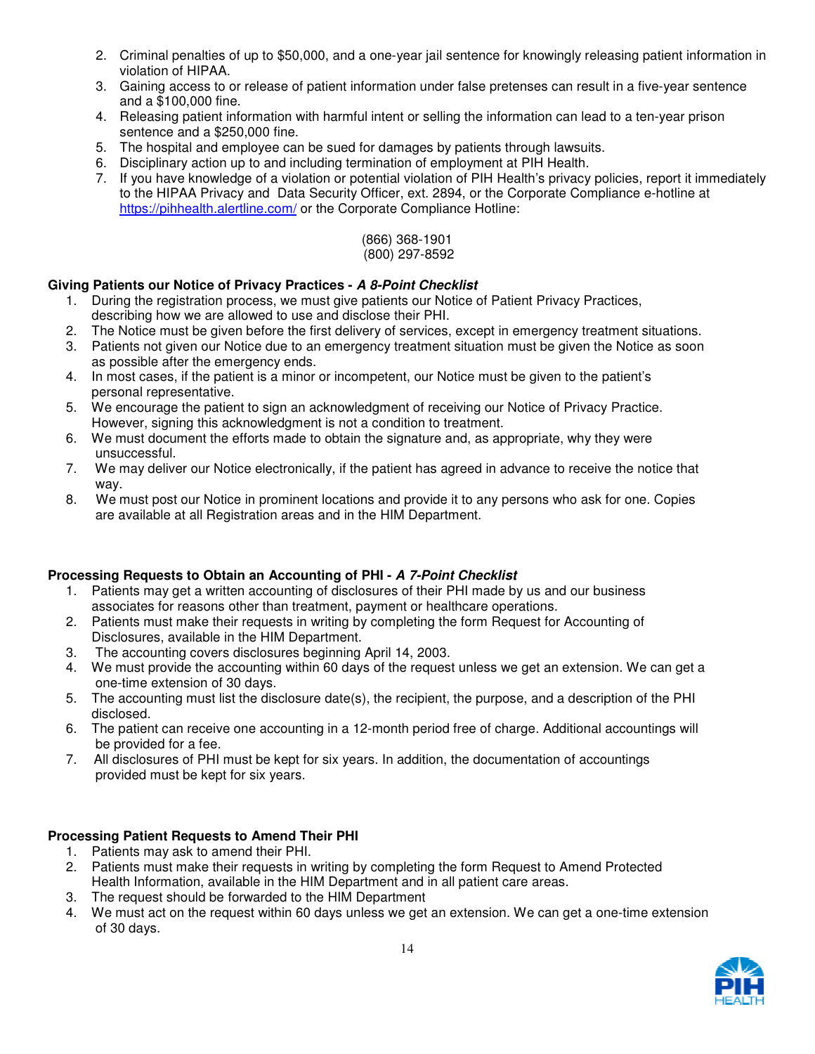2. Criminal penalties of up to $50,000, and a one-year jail sentence for knowingly releasing patient information in violation of HIPAA.
3. Gaining access to or release of patient information under false pretenses can result in a five-year sentence and a $100,000 fine.
4. Releasing patient information with harmful intent or selling the information can lead to a ten-year prison sentence and a $250,000 fine.
5. The hospital and employee can be sued for damages by patients through lawsuits.
6. Disciplinary action up to and including termination of employment at PIH Health.
7. If you have knowledge of a violation or potential violation of PIH Health's privacy policies, report it immediately to the HIPAA Privacy and Data Security Officer, ext. 2894, or the Corporate Compliance e-hotline at https://pihhealth.alertline.com/ or the Corporate Compliance Hotline:

(866) 368-1901
(800) 297-8592

**Giving Patients our Notice of Privacy Practices - *A 8-Point Checklist***

1. During the registration process, we must give patients our Notice of Patient Privacy Practices, describing how we are allowed to use and disclose their PHI.
2. The Notice must be given before the first delivery of services, except in emergency treatment situations.
3. Patients not given our Notice due to an emergency treatment situation must be given the Notice as soon as possible after the emergency ends.
4. In most cases, if the patient is a minor or incompetent, our Notice must be given to the patient's personal representative.
5. We encourage the patient to sign an acknowledgment of receiving our Notice of Privacy Practice. However, signing this acknowledgment is not a condition to treatment.
6. We must document the efforts made to obtain the signature and, as appropriate, why they were unsuccessful.
7. We may deliver our Notice electronically, if the patient has agreed in advance to receive the notice that way.
8. We must post our Notice in prominent locations and provide it to any persons who ask for one. Copies are available at all Registration areas and in the HIM Department.

**Processing Requests to Obtain an Accounting of PHI - *A 7-Point Checklist***

1. Patients may get a written accounting of disclosures of their PHI made by us and our business associates for reasons other than treatment, payment or healthcare operations.
2. Patients must make their requests in writing by completing the form Request for Accounting of Disclosures, available in the HIM Department.
3. The accounting covers disclosures beginning April 14, 2003.
4. We must provide the accounting within 60 days of the request unless we get an extension. We can get a one-time extension of 30 days.
5. The accounting must list the disclosure date(s), the recipient, the purpose, and a description of the PHI disclosed.
6. The patient can receive one accounting in a 12-month period free of charge. Additional accountings will be provided for a fee.
7. All disclosures of PHI must be kept for six years. In addition, the documentation of accountings provided must be kept for six years.

**Processing Patient Requests to Amend Their PHI**

1. Patients may ask to amend their PHI.
2. Patients must make their requests in writing by completing the form Request to Amend Protected Health Information, available in the HIM Department and in all patient care areas.
3. The request should be forwarded to the HIM Department
4. We must act on the request within 60 days unless we get an extension. We can get a one-time extension of 30 days.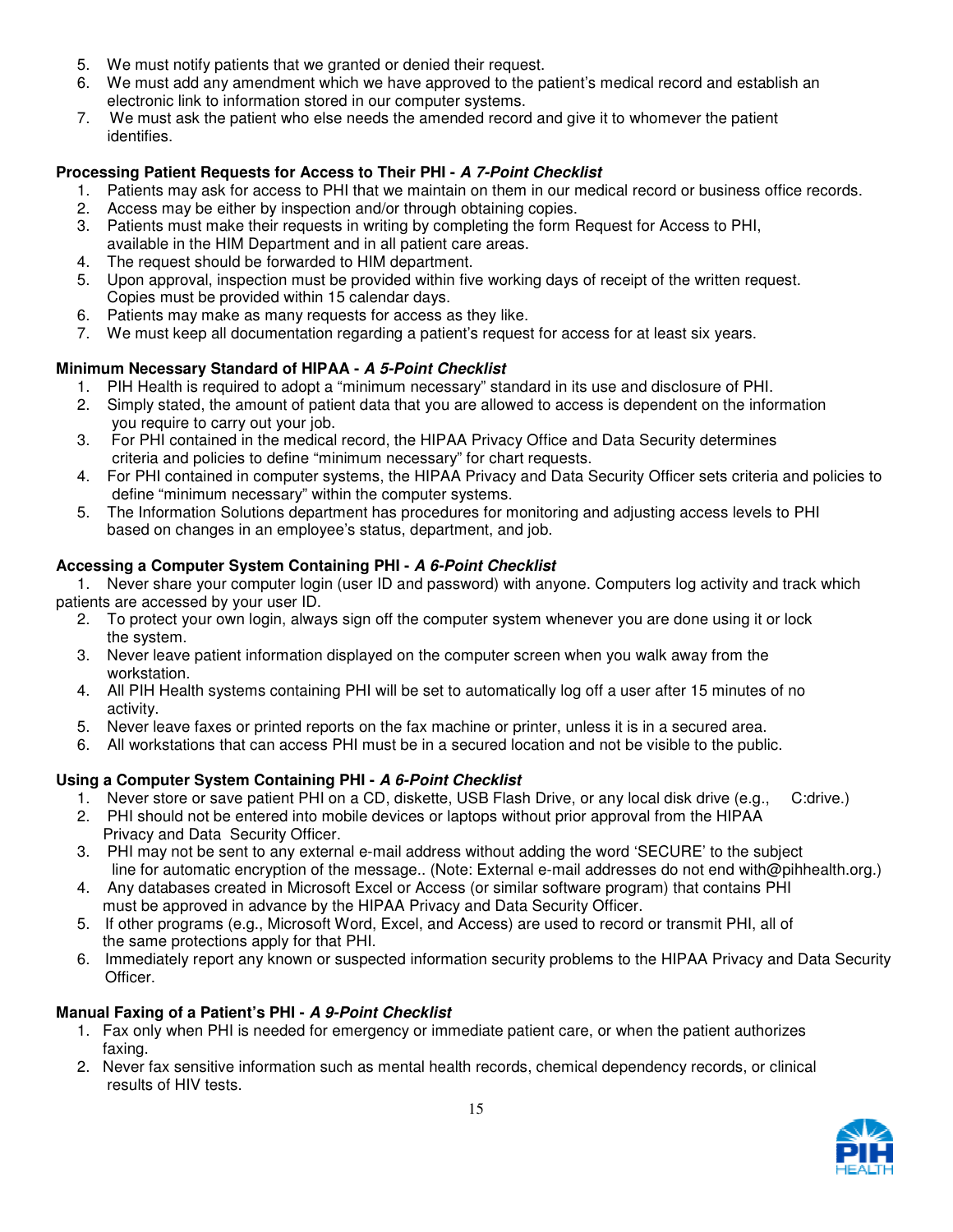5. We must notify patients that we granted or denied their request.
6. We must add any amendment which we have approved to the patient's medical record and establish an electronic link to information stored in our computer systems.
7. We must ask the patient who else needs the amended record and give it to whomever the patient identifies.

**Processing Patient Requests for Access to Their PHI -** ***A 7-Point Checklist***

1. Patients may ask for access to PHI that we maintain on them in our medical record or business office records.
2. Access may be either by inspection and/or through obtaining copies.
3. Patients must make their requests in writing by completing the form Request for Access to PHI, available in the HIM Department and in all patient care areas.
4. The request should be forwarded to HIM department.
5. Upon approval, inspection must be provided within five working days of receipt of the written request. Copies must be provided within 15 calendar days.
6. Patients may make as many requests for access as they like.
7. We must keep all documentation regarding a patient's request for access for at least six years.

**Minimum Necessary Standard of HIPAA -** ***A 5-Point Checklist***

1. PIH Health is required to adopt a "minimum necessary" standard in its use and disclosure of PHI.
2. Simply stated, the amount of patient data that you are allowed to access is dependent on the information you require to carry out your job.
3. For PHI contained in the medical record, the HIPAA Privacy Office and Data Security determines criteria and policies to define "minimum necessary" for chart requests.
4. For PHI contained in computer systems, the HIPAA Privacy and Data Security Officer sets criteria and policies to define "minimum necessary" within the computer systems.
5. The Information Solutions department has procedures for monitoring and adjusting access levels to PHI based on changes in an employee's status, department, and job.

**Accessing a Computer System Containing PHI -** ***A 6-Point Checklist***

1. Never share your computer login (user ID and password) with anyone. Computers log activity and track which patients are accessed by your user ID.
2. To protect your own login, always sign off the computer system whenever you are done using it or lock the system.
3. Never leave patient information displayed on the computer screen when you walk away from the workstation.
4. All PIH Health systems containing PHI will be set to automatically log off a user after 15 minutes of no activity.
5. Never leave faxes or printed reports on the fax machine or printer, unless it is in a secured area.
6. All workstations that can access PHI must be in a secured location and not be visible to the public.

**Using a Computer System Containing PHI -** ***A 6-Point Checklist***

1. Never store or save patient PHI on a CD, diskette, USB Flash Drive, or any local disk drive (e.g., C:drive.)
2. PHI should not be entered into mobile devices or laptops without prior approval from the HIPAA Privacy and Data Security Officer.
3. PHI may not be sent to any external e-mail address without adding the word 'SECURE' to the subject line for automatic encryption of the message.. (Note: External e-mail addresses do not end with@pihhealth.org.)
4. Any databases created in Microsoft Excel or Access (or similar software program) that contains PHI must be approved in advance by the HIPAA Privacy and Data Security Officer.
5. If other programs (e.g., Microsoft Word, Excel, and Access) are used to record or transmit PHI, all of the same protections apply for that PHI.
6. Immediately report any known or suspected information security problems to the HIPAA Privacy and Data Security Officer.

**Manual Faxing of a Patient's PHI -** ***A 9-Point Checklist***

1. Fax only when PHI is needed for emergency or immediate patient care, or when the patient authorizes faxing.
2. Never fax sensitive information such as mental health records, chemical dependency records, or clinical results of HIV tests.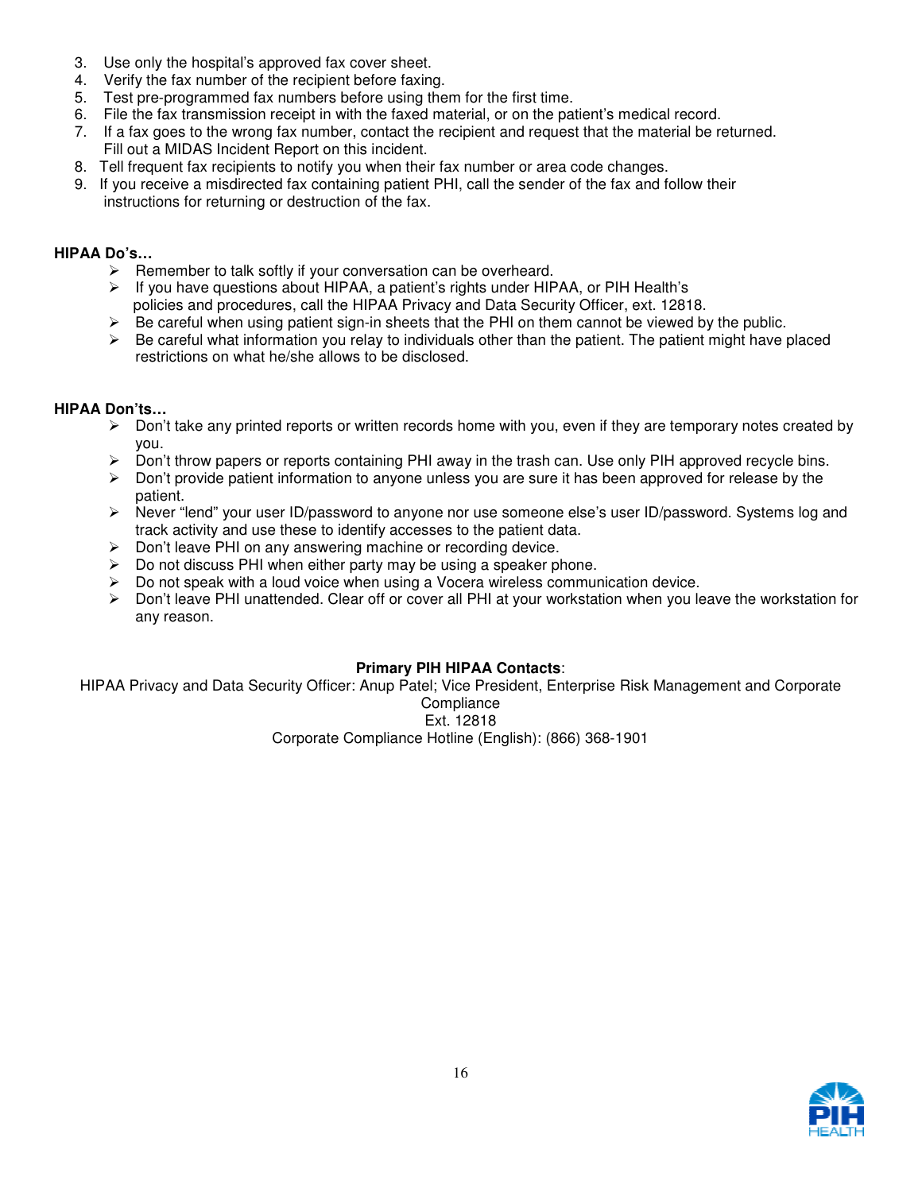3. Use only the hospital's approved fax cover sheet.
4. Verify the fax number of the recipient before faxing.
5. Test pre-programmed fax numbers before using them for the first time.
6. File the fax transmission receipt in with the faxed material, or on the patient's medical record.
7. If a fax goes to the wrong fax number, contact the recipient and request that the material be returned. Fill out a MIDAS Incident Report on this incident.
8. Tell frequent fax recipients to notify you when their fax number or area code changes.
9. If you receive a misdirected fax containing patient PHI, call the sender of the fax and follow their instructions for returning or destruction of the fax.

**HIPAA Do's…**

- Remember to talk softly if your conversation can be overheard.
- If you have questions about HIPAA, a patient's rights under HIPAA, or PIH Health's policies and procedures, call the HIPAA Privacy and Data Security Officer, ext. 12818.
- Be careful when using patient sign-in sheets that the PHI on them cannot be viewed by the public.
- Be careful what information you relay to individuals other than the patient. The patient might have placed restrictions on what he/she allows to be disclosed.

**HIPAA Don'ts…**

- Don't take any printed reports or written records home with you, even if they are temporary notes created by you.
- Don't throw papers or reports containing PHI away in the trash can. Use only PIH approved recycle bins.
- Don't provide patient information to anyone unless you are sure it has been approved for release by the patient.
- Never "lend" your user ID/password to anyone nor use someone else's user ID/password. Systems log and track activity and use these to identify accesses to the patient data.
- Don't leave PHI on any answering machine or recording device.
- Do not discuss PHI when either party may be using a speaker phone.
- Do not speak with a loud voice when using a Vocera wireless communication device.
- Don't leave PHI unattended. Clear off or cover all PHI at your workstation when you leave the workstation for any reason.

**Primary PIH HIPAA Contacts**:

HIPAA Privacy and Data Security Officer: Anup Patel; Vice President, Enterprise Risk Management and Corporate Compliance
Ext. 12818
Corporate Compliance Hotline (English): (866) 368-1901